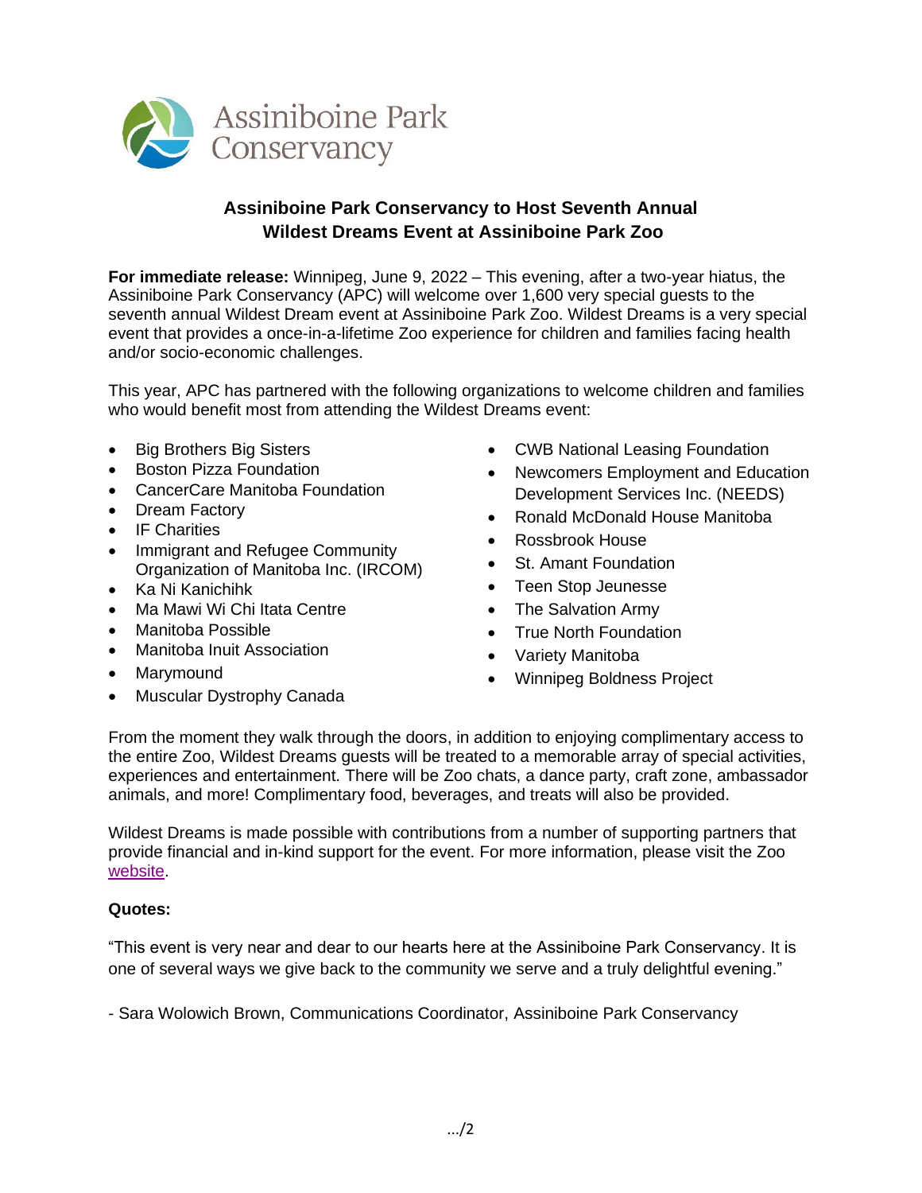Assiniboine Park Conservancy

# Assiniboine Park Conservancy to Host Seventh Annual Wildest Dreams Event at Assiniboine Park Zoo

**For immediate release:** Winnipeg, June 9, 2022 – This evening, after a two-year hiatus, the Assiniboine Park Conservancy (APC) will welcome over 1,600 very special guests to the seventh annual Wildest Dream event at Assiniboine Park Zoo. Wildest Dreams is a very special event that provides a once-in-a-lifetime Zoo experience for children and families facing health and/or socio-economic challenges.

This year, APC has partnered with the following organizations to welcome children and families who would benefit most from attending the Wildest Dreams event:

- Big Brothers Big Sisters
- Boston Pizza Foundation
- CancerCare Manitoba Foundation
- Dream Factory
- IF Charities
- Immigrant and Refugee Community Organization of Manitoba Inc. (IRCOM)
- Ka Ni Kanichihk
- Ma Mawi Wi Chi Itata Centre
- Manitoba Possible
- Manitoba Inuit Association
- Marymound
- Muscular Dystrophy Canada
- CWB National Leasing Foundation
- Newcomers Employment and Education Development Services Inc. (NEEDS)
- Ronald McDonald House Manitoba
- Rossbrook House
- St. Amant Foundation
- Teen Stop Jeunesse
- The Salvation Army
- True North Foundation
- Variety Manitoba
- Winnipeg Boldness Project

From the moment they walk through the doors, in addition to enjoying complimentary access to the entire Zoo, Wildest Dreams guests will be treated to a memorable array of special activities, experiences and entertainment. There will be Zoo chats, a dance party, craft zone, ambassador animals, and more! Complimentary food, beverages, and treats will also be provided.

Wildest Dreams is made possible with contributions from a number of supporting partners that provide financial and in-kind support for the event. For more information, please visit the Zoo website.

**Quotes:**

"This event is very near and dear to our hearts here at the Assiniboine Park Conservancy. It is one of several ways we give back to the community we serve and a truly delightful evening."

- Sara Wolowich Brown, Communications Coordinator, Assiniboine Park Conservancy

.../2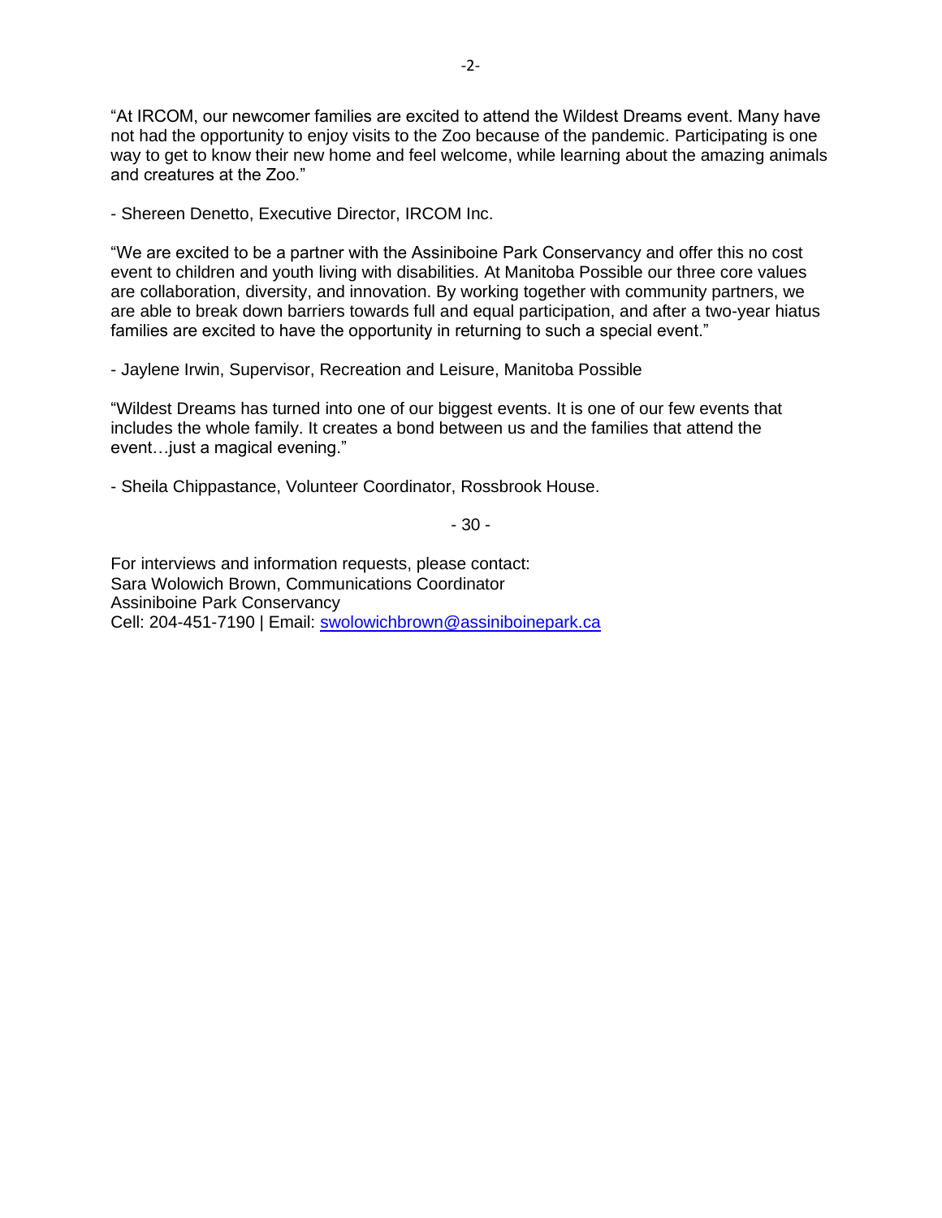"At IRCOM, our newcomer families are excited to attend the Wildest Dreams event. Many have not had the opportunity to enjoy visits to the Zoo because of the pandemic. Participating is one way to get to know their new home and feel welcome, while learning about the amazing animals and creatures at the Zoo."

- Shereen Denetto, Executive Director, IRCOM Inc.

"We are excited to be a partner with the Assiniboine Park Conservancy and offer this no cost event to children and youth living with disabilities. At Manitoba Possible our three core values are collaboration, diversity, and innovation. By working together with community partners, we are able to break down barriers towards full and equal participation, and after a two-year hiatus families are excited to have the opportunity in returning to such a special event."

- Jaylene Irwin, Supervisor, Recreation and Leisure, Manitoba Possible

"Wildest Dreams has turned into one of our biggest events. It is one of our few events that includes the whole family. It creates a bond between us and the families that attend the event…just a magical evening."

- Sheila Chippastance, Volunteer Coordinator, Rossbrook House.

- 30 -

For interviews and information requests, please contact:
Sara Wolowich Brown, Communications Coordinator
Assiniboine Park Conservancy
Cell: 204-451-7190 | Email: swolowichbrown@assiniboinepark.ca